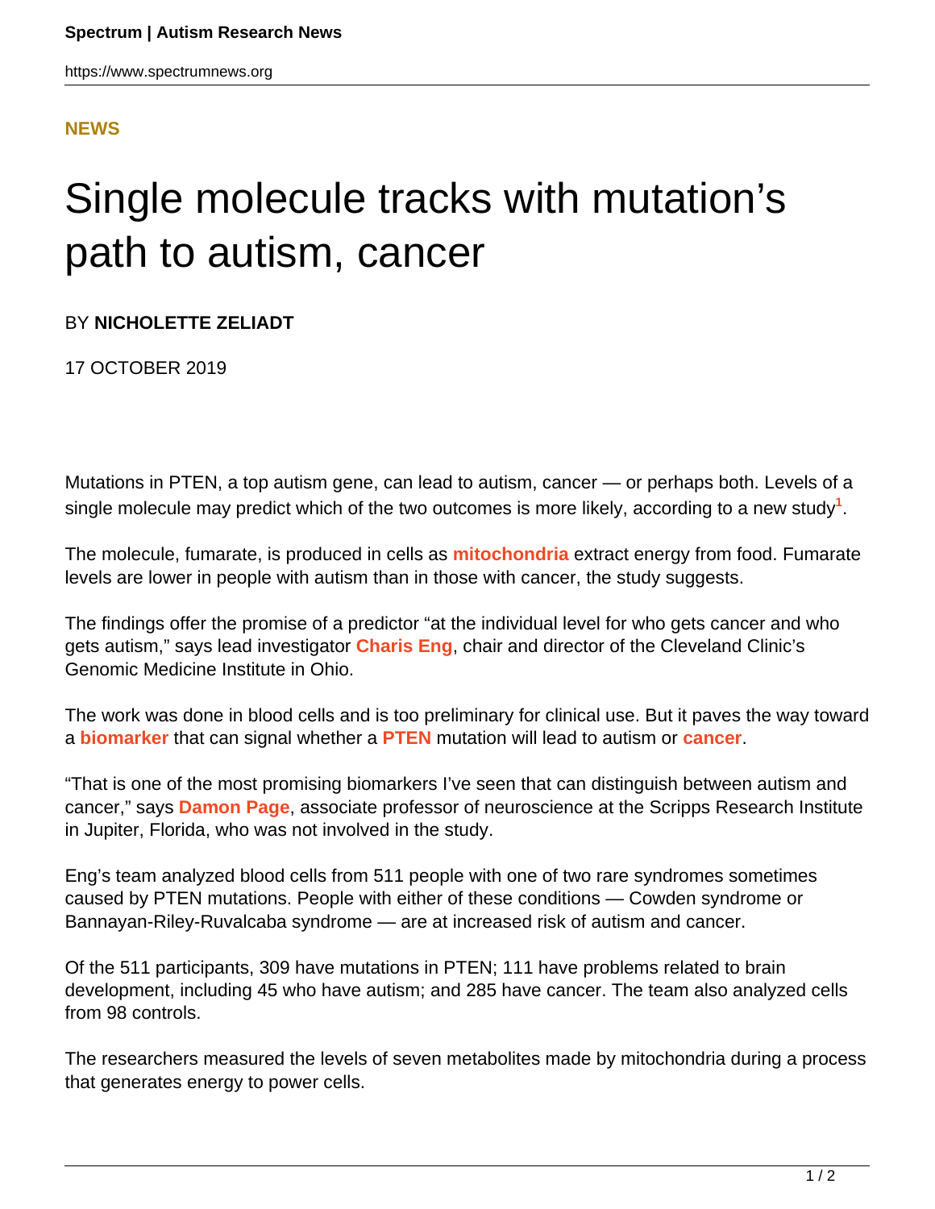NEWS

# Single molecule tracks with mutation's path to autism, cancer

BY **NICHOLETTE ZELIADT**

17 OCTOBER 2019

Mutations in PTEN, a top autism gene, can lead to autism, cancer — or perhaps both. Levels of a single molecule may predict which of the two outcomes is more likely, according to a new study[1].

The molecule, fumarate, is produced in cells as **mitochondria** extract energy from food. Fumarate levels are lower in people with autism than in those with cancer, the study suggests.

The findings offer the promise of a predictor "at the individual level for who gets cancer and who gets autism," says lead investigator **Charis Eng**, chair and director of the Cleveland Clinic's Genomic Medicine Institute in Ohio.

The work was done in blood cells and is too preliminary for clinical use. But it paves the way toward a **biomarker** that can signal whether a **PTEN** mutation will lead to autism or **cancer**.

"That is one of the most promising biomarkers I've seen that can distinguish between autism and cancer," says **Damon Page**, associate professor of neuroscience at the Scripps Research Institute in Jupiter, Florida, who was not involved in the study.

Eng's team analyzed blood cells from 511 people with one of two rare syndromes sometimes caused by PTEN mutations. People with either of these conditions — Cowden syndrome or Bannayan-Riley-Ruvalcaba syndrome — are at increased risk of autism and cancer.

Of the 511 participants, 309 have mutations in PTEN; 111 have problems related to brain development, including 45 who have autism; and 285 have cancer. The team also analyzed cells from 98 controls.

The researchers measured the levels of seven metabolites made by mitochondria during a process that generates energy to power cells.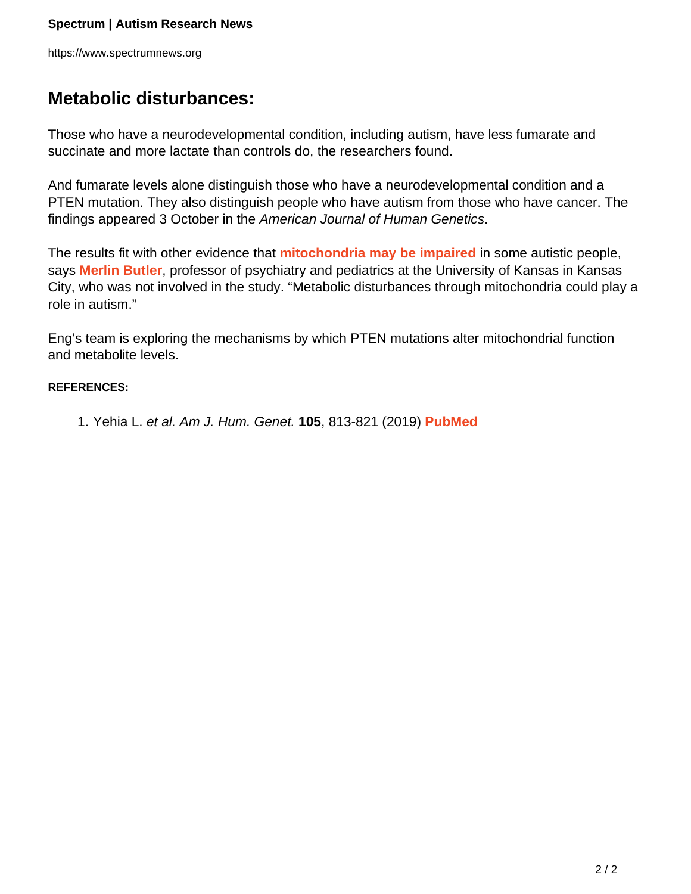## Metabolic disturbances:

Those who have a neurodevelopmental condition, including autism, have less fumarate and succinate and more lactate than controls do, the researchers found.

And fumarate levels alone distinguish those who have a neurodevelopmental condition and a PTEN mutation. They also distinguish people who have autism from those who have cancer. The findings appeared 3 October in the *American Journal of Human Genetics*.

The results fit with other evidence that **mitochondria may be impaired** in some autistic people, says **Merlin Butler**, professor of psychiatry and pediatrics at the University of Kansas in Kansas City, who was not involved in the study. "Metabolic disturbances through mitochondria could play a role in autism."

Eng's team is exploring the mechanisms by which PTEN mutations alter mitochondrial function and metabolite levels.

**REFERENCES:**

1. Yehia L. *et al. Am J. Hum. Genet.* **105**, 813-821 (2019) **PubMed**